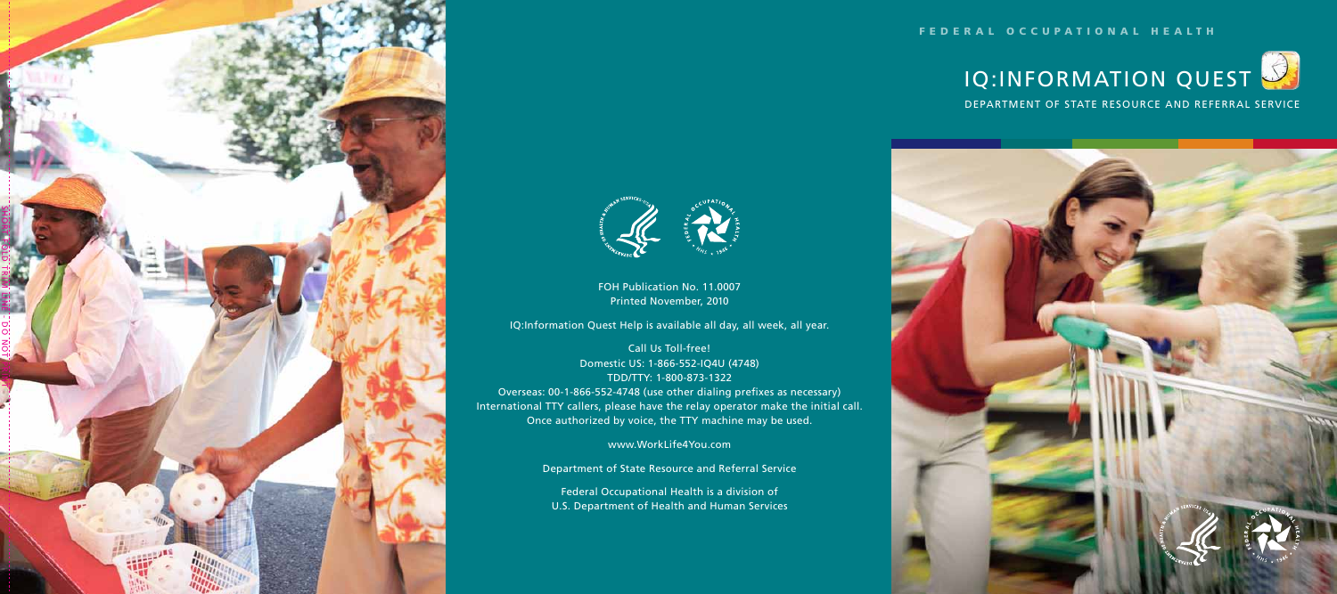FEDERAL OCCUPATIONAL HEALTH

# IQ:INFORMATION QUEST

DEPARTMENT OF STATE RESOURCE AND REFERRAL SERVICE

FOH Publication No. 11.0007
Printed November, 2010

IQ:Information Quest Help is available all day, all week, all year.

Call Us Toll-free!
Domestic US: 1-866-552-IQ4U (4748)
TDD/TTY: 1-800-873-1322
Overseas: 00-1-866-552-4748 (use other dialing prefixes as necessary)
International TTY callers, please have the relay operator make the initial call.
Once authorized by voice, the TTY machine may be used.

www.WorkLife4You.com

Department of State Resource and Referral Service

Federal Occupational Health is a division of
U.S. Department of Health and Human Services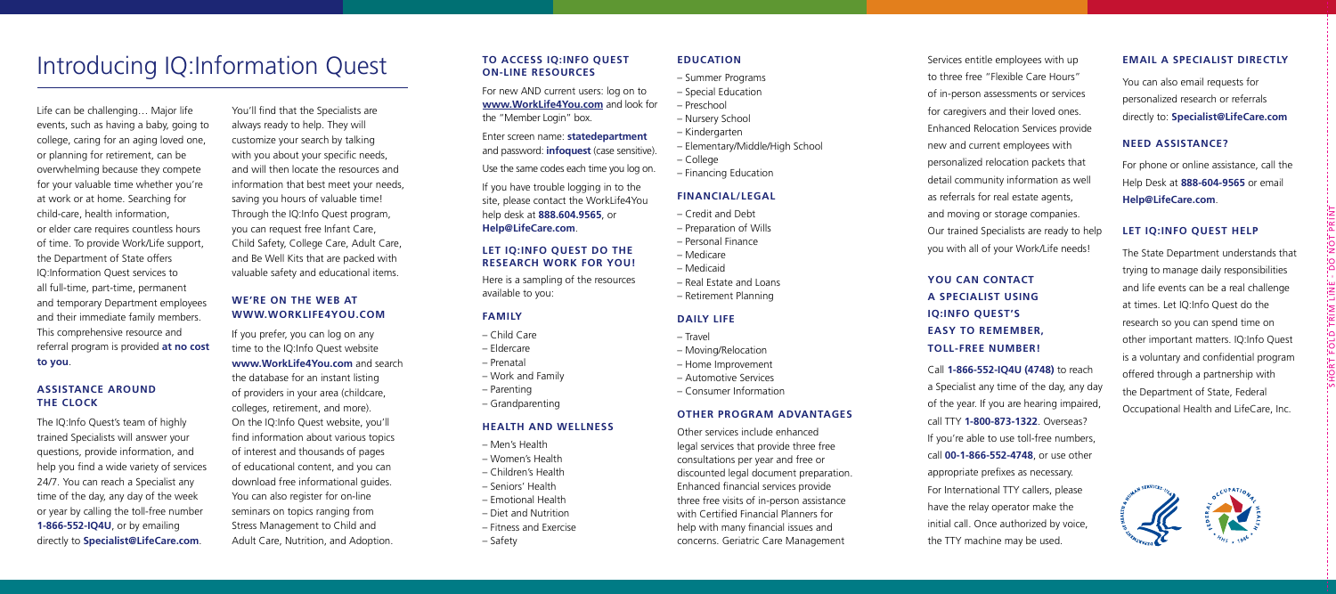# Introducing IQ:Information Quest

Life can be challenging… Major life events, such as having a baby, going to college, caring for an aging loved one, or planning for retirement, can be overwhelming because they compete for your valuable time whether you're at work or at home. Searching for child-care, health information, or elder care requires countless hours of time. To provide Work/Life support, the Department of State offers IQ:Information Quest services to all full-time, part-time, permanent and temporary Department employees and their immediate family members. This comprehensive resource and referral program is provided **at no cost to you**.

### ASSISTANCE AROUND THE CLOCK

The IQ:Info Quest's team of highly trained Specialists will answer your questions, provide information, and help you find a wide variety of services 24/7. You can reach a Specialist any time of the day, any day of the week or year by calling the toll-free number **1-866-552-IQ4U**, or by emailing directly to **Specialist@LifeCare.com**.

You'll find that the Specialists are always ready to help. They will customize your search by talking with you about your specific needs, and will then locate the resources and information that best meet your needs, saving you hours of valuable time! Through the IQ:Info Quest program, you can request free Infant Care, Child Safety, College Care, Adult Care, and Be Well Kits that are packed with valuable safety and educational items.

### WE'RE ON THE WEB AT WWW.WORKLIFE4YOU.COM

If you prefer, you can log on any time to the IQ:Info Quest website **www.WorkLife4You.com** and search the database for an instant listing of providers in your area (childcare, colleges, retirement, and more). On the IQ:Info Quest website, you'll find information about various topics of interest and thousands of pages of educational content, and you can download free informational guides. You can also register for on-line seminars on topics ranging from Stress Management to Child and Adult Care, Nutrition, and Adoption.

### TO ACCESS IQ:INFO QUEST ON-LINE RESOURCES

For new AND current users: log on to **www.WorkLife4You.com** and look for the "Member Login" box.

Enter screen name: **statedepartment** and password: **infoquest** (case sensitive).

Use the same codes each time you log on.

If you have trouble logging in to the site, please contact the WorkLife4You help desk at **888.604.9565**, or **Help@LifeCare.com**.

### LET IQ:INFO QUEST DO THE RESEARCH WORK FOR YOU!

Here is a sampling of the resources available to you:

#### FAMILY

- Child Care
- Eldercare
- Prenatal
- Work and Family
- Parenting
- Grandparenting

#### HEALTH AND WELLNESS

- Men's Health
- Women's Health
- Children's Health
- Seniors' Health
- Emotional Health
- Diet and Nutrition
- Fitness and Exercise
- Safety

#### EDUCATION

- Summer Programs
- Special Education
- Preschool
- Nursery School
- Kindergarten
- Elementary/Middle/High School
- College
- Financing Education

#### FINANCIAL/LEGAL

- Credit and Debt
- Preparation of Wills
- Personal Finance
- Medicare
- Medicaid
- Real Estate and Loans
- Retirement Planning

#### DAILY LIFE

- Travel
- Moving/Relocation
- Home Improvement
- Automotive Services
- Consumer Information

#### OTHER PROGRAM ADVANTAGES

Other services include enhanced legal services that provide three free consultations per year and free or discounted legal document preparation. Enhanced financial services provide three free visits of in-person assistance with Certified Financial Planners for help with many financial issues and concerns. Geriatric Care Management Services entitle employees with up to three free "Flexible Care Hours" of in-person assessments or services for caregivers and their loved ones. Enhanced Relocation Services provide new and current employees with personalized relocation packets that detail community information as well as referrals for real estate agents, and moving or storage companies. Our trained Specialists are ready to help you with all of your Work/Life needs!

### YOU CAN CONTACT A SPECIALIST USING IQ:INFO QUEST'S EASY TO REMEMBER, TOLL-FREE NUMBER!

Call **1-866-552-IQ4U (4748)** to reach a Specialist any time of the day, any day of the year. If you are hearing impaired, call TTY **1-800-873-1322**. Overseas? If you're able to use toll-free numbers, call **00-1-866-552-4748**, or use other appropriate prefixes as necessary. For International TTY callers, please have the relay operator make the initial call. Once authorized by voice, the TTY machine may be used.

### EMAIL A SPECIALIST DIRECTLY

You can also email requests for personalized research or referrals directly to: **Specialist@LifeCare.com**

### NEED ASSISTANCE?

For phone or online assistance, call the Help Desk at **888-604-9565** or email **Help@LifeCare.com**.

### LET IQ:INFO QUEST HELP

The State Department understands that trying to manage daily responsibilities and life events can be a real challenge at times. Let IQ:Info Quest do the research so you can spend time on other important matters. IQ:Info Quest is a voluntary and confidential program offered through a partnership with the Department of State, Federal Occupational Health and LifeCare, Inc.